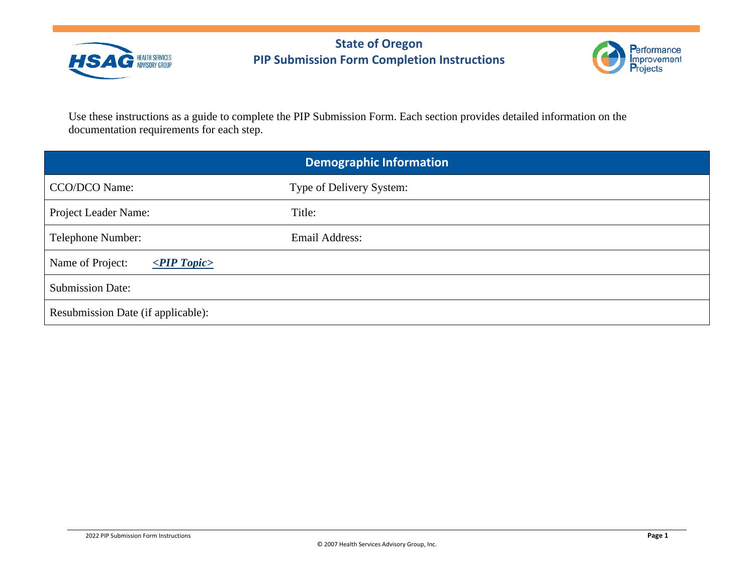# State of Oregon
## PIP Submission Form Completion Instructions

Use these instructions as a guide to complete the PIP Submission Form. Each section provides detailed information on the documentation requirements for each step.

| Demographic Information | |
|---|---|
| CCO/DCO Name: | Type of Delivery System: |
| Project Leader Name: | Title: |
| Telephone Number: | Email Address: |
| Name of Project: ***<PIP Topic>*** | |
| Submission Date: | |
| Resubmission Date (if applicable): | |

© 2007 Health Services Advisory Group, Inc.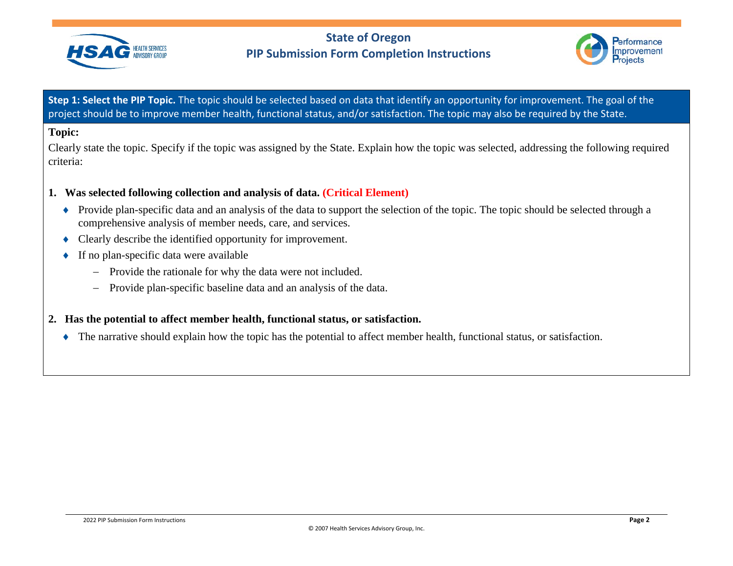**Step 1: Select the PIP Topic.** The topic should be selected based on data that identify an opportunity for improvement. The goal of the project should be to improve member health, functional status, and/or satisfaction. The topic may also be required by the State.

**Topic:**

Clearly state the topic. Specify if the topic was assigned by the State. Explain how the topic was selected, addressing the following required criteria:

1. **Was selected following collection and analysis of data. (Critical Element)**
   - Provide plan-specific data and an analysis of the data to support the selection of the topic. The topic should be selected through a comprehensive analysis of member needs, care, and services.
   - Clearly describe the identified opportunity for improvement.
   - If no plan-specific data were available
     - Provide the rationale for why the data were not included.
     - Provide plan-specific baseline data and an analysis of the data.

2. **Has the potential to affect member health, functional status, or satisfaction.**
   - The narrative should explain how the topic has the potential to affect member health, functional status, or satisfaction.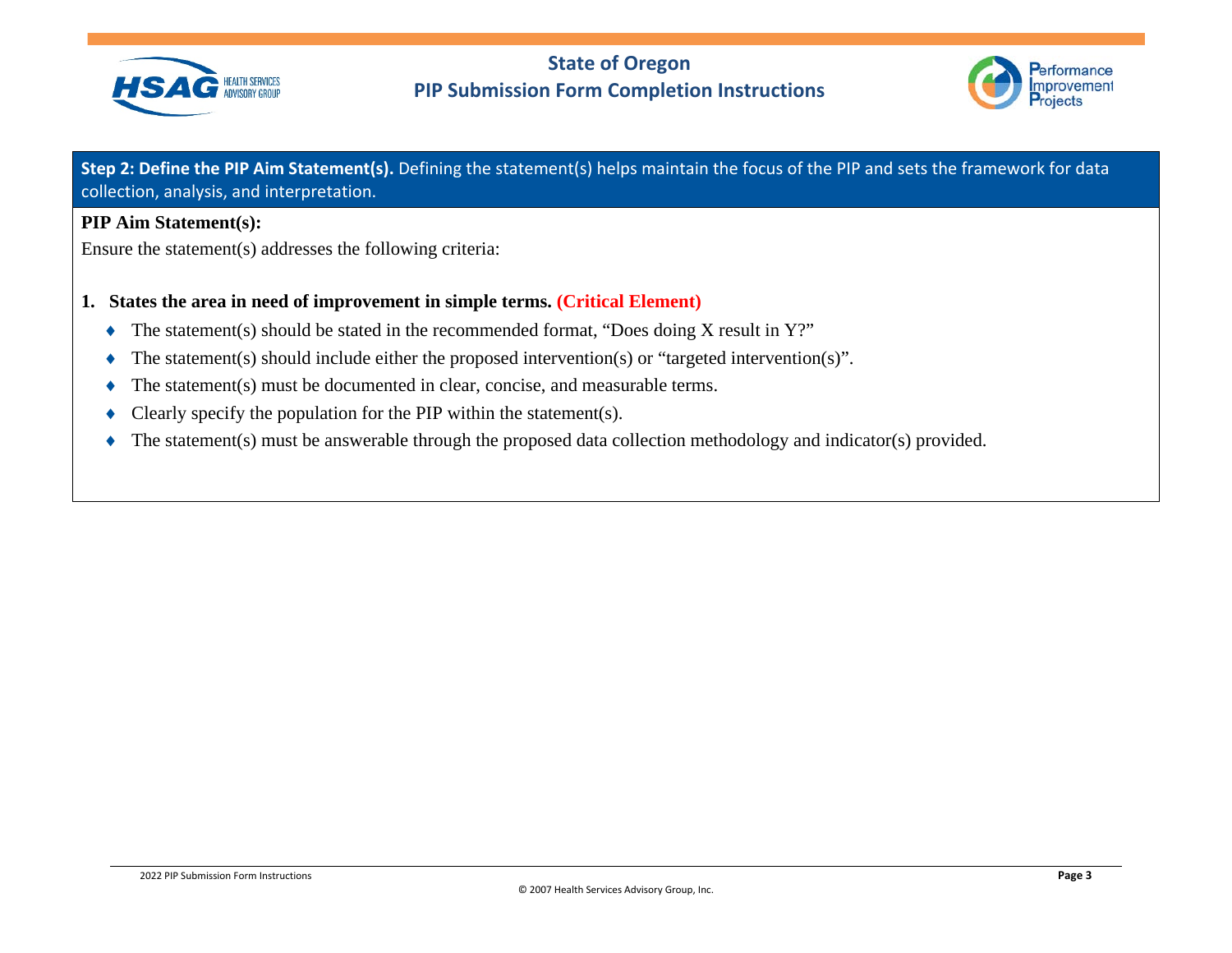**Step 2: Define the PIP Aim Statement(s).** Defining the statement(s) helps maintain the focus of the PIP and sets the framework for data collection, analysis, and interpretation.

**PIP Aim Statement(s):**

Ensure the statement(s) addresses the following criteria:

1. **States the area in need of improvement in simple terms. (Critical Element)**
   - The statement(s) should be stated in the recommended format, "Does doing X result in Y?"
   - The statement(s) should include either the proposed intervention(s) or "targeted intervention(s)".
   - The statement(s) must be documented in clear, concise, and measurable terms.
   - Clearly specify the population for the PIP within the statement(s).
   - The statement(s) must be answerable through the proposed data collection methodology and indicator(s) provided.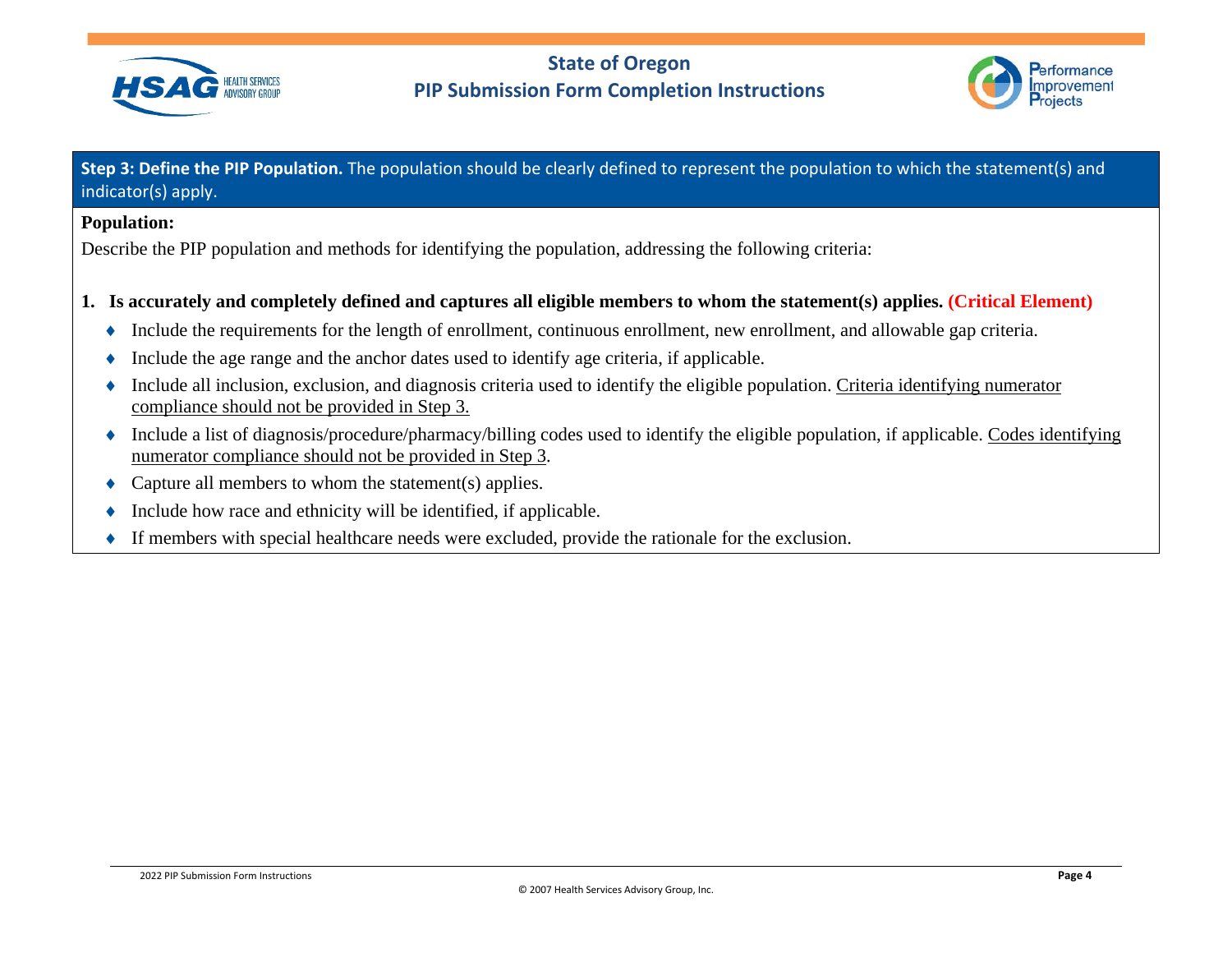**Step 3: Define the PIP Population.** The population should be clearly defined to represent the population to which the statement(s) and indicator(s) apply.

**Population:**

Describe the PIP population and methods for identifying the population, addressing the following criteria:

1. **Is accurately and completely defined and captures all eligible members to whom the statement(s) applies. (Critical Element)**
   - Include the requirements for the length of enrollment, continuous enrollment, new enrollment, and allowable gap criteria.
   - Include the age range and the anchor dates used to identify age criteria, if applicable.
   - Include all inclusion, exclusion, and diagnosis criteria used to identify the eligible population. <u>Criteria identifying numerator compliance should not be provided in Step 3.</u>
   - Include a list of diagnosis/procedure/pharmacy/billing codes used to identify the eligible population, if applicable. <u>Codes identifying numerator compliance should not be provided in Step 3</u>.
   - Capture all members to whom the statement(s) applies.
   - Include how race and ethnicity will be identified, if applicable.
   - If members with special healthcare needs were excluded, provide the rationale for the exclusion.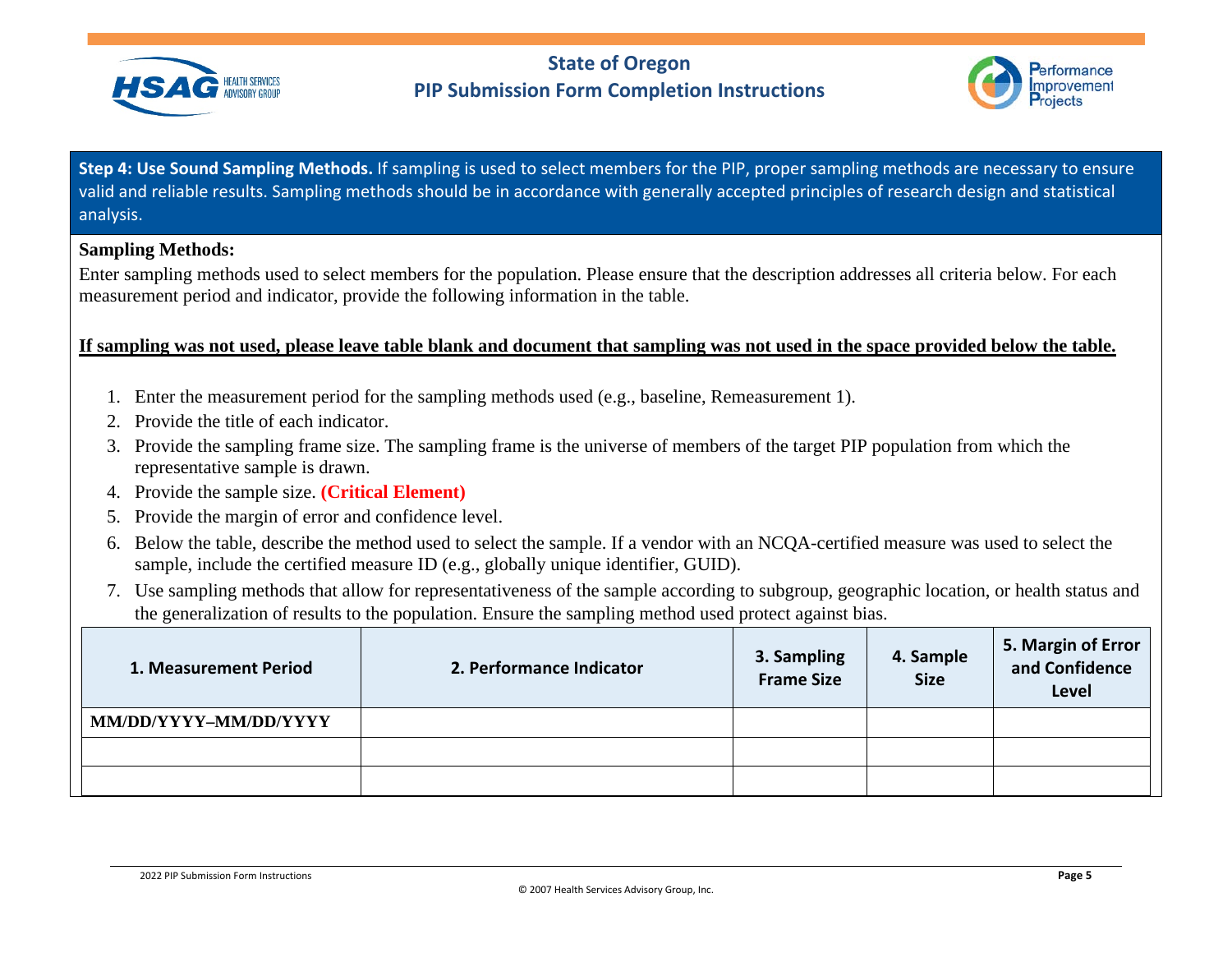**Step 4: Use Sound Sampling Methods.** If sampling is used to select members for the PIP, proper sampling methods are necessary to ensure valid and reliable results. Sampling methods should be in accordance with generally accepted principles of research design and statistical analysis.

**Sampling Methods:**

Enter sampling methods used to select members for the population. Please ensure that the description addresses all criteria below. For each measurement period and indicator, provide the following information in the table.

**If sampling was not used, please leave table blank and document that sampling was not used in the space provided below the table.**

1. Enter the measurement period for the sampling methods used (e.g., baseline, Remeasurement 1).
2. Provide the title of each indicator.
3. Provide the sampling frame size. The sampling frame is the universe of members of the target PIP population from which the representative sample is drawn.
4. Provide the sample size. **(Critical Element)**
5. Provide the margin of error and confidence level.
6. Below the table, describe the method used to select the sample. If a vendor with an NCQA-certified measure was used to select the sample, include the certified measure ID (e.g., globally unique identifier, GUID).
7. Use sampling methods that allow for representativeness of the sample according to subgroup, geographic location, or health status and the generalization of results to the population. Ensure the sampling method used protect against bias.

| 1. Measurement Period | 2. Performance Indicator | 3. Sampling Frame Size | 4. Sample Size | 5. Margin of Error and Confidence Level |
|---|---|---|---|---|
| MM/DD/YYYY–MM/DD/YYYY | | | | |
| | | | | |
| | | | | |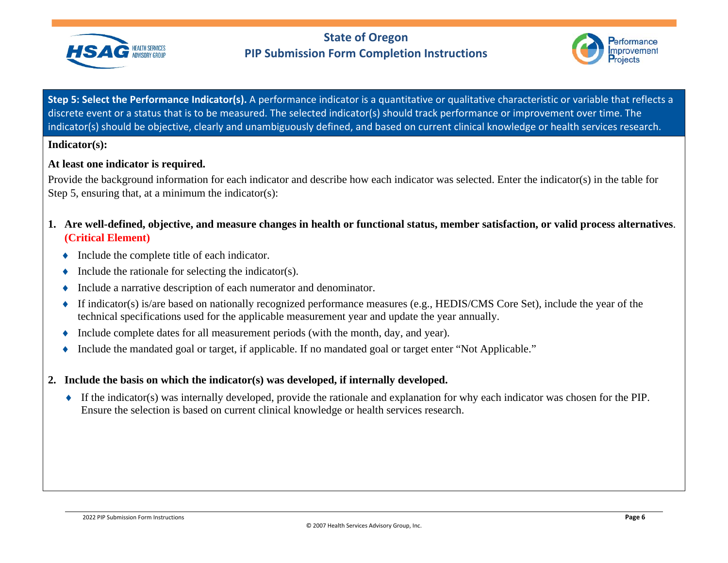**Step 5: Select the Performance Indicator(s).** A performance indicator is a quantitative or qualitative characteristic or variable that reflects a discrete event or a status that is to be measured. The selected indicator(s) should track performance or improvement over time. The indicator(s) should be objective, clearly and unambiguously defined, and based on current clinical knowledge or health services research.

**Indicator(s):**

**At least one indicator is required.**

Provide the background information for each indicator and describe how each indicator was selected. Enter the indicator(s) in the table for Step 5, ensuring that, at a minimum the indicator(s):

1. **Are well-defined, objective, and measure changes in health or functional status, member satisfaction, or valid process alternatives**. **(Critical Element)**
   - Include the complete title of each indicator.
   - Include the rationale for selecting the indicator(s).
   - Include a narrative description of each numerator and denominator.
   - If indicator(s) is/are based on nationally recognized performance measures (e.g., HEDIS/CMS Core Set), include the year of the technical specifications used for the applicable measurement year and update the year annually.
   - Include complete dates for all measurement periods (with the month, day, and year).
   - Include the mandated goal or target, if applicable. If no mandated goal or target enter "Not Applicable."

2. **Include the basis on which the indicator(s) was developed, if internally developed.**
   - If the indicator(s) was internally developed, provide the rationale and explanation for why each indicator was chosen for the PIP. Ensure the selection is based on current clinical knowledge or health services research.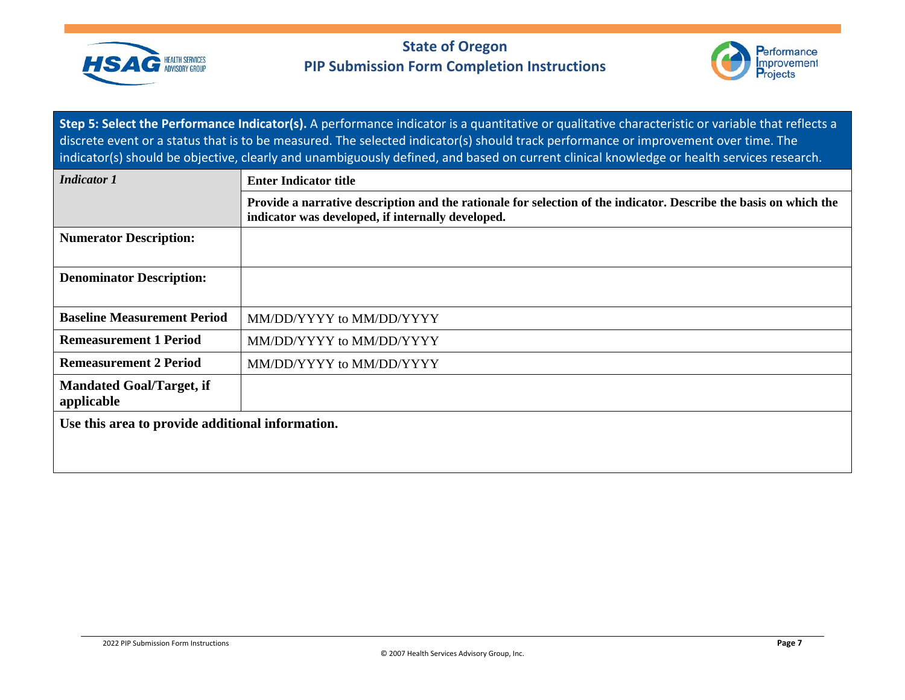**Step 5: Select the Performance Indicator(s).** A performance indicator is a quantitative or qualitative characteristic or variable that reflects a discrete event or a status that is to be measured. The selected indicator(s) should track performance or improvement over time. The indicator(s) should be objective, clearly and unambiguously defined, and based on current clinical knowledge or health services research.

| ***Indicator 1*** | **Enter Indicator title** |
|---|---|
| | **Provide a narrative description and the rationale for selection of the indicator. Describe the basis on which the indicator was developed, if internally developed.** |
| **Numerator Description:** | |
| **Denominator Description:** | |
| **Baseline Measurement Period** | MM/DD/YYYY to MM/DD/YYYY |
| **Remeasurement 1 Period** | MM/DD/YYYY to MM/DD/YYYY |
| **Remeasurement 2 Period** | MM/DD/YYYY to MM/DD/YYYY |
| **Mandated Goal/Target, if applicable** | |
| **Use this area to provide additional information.** | |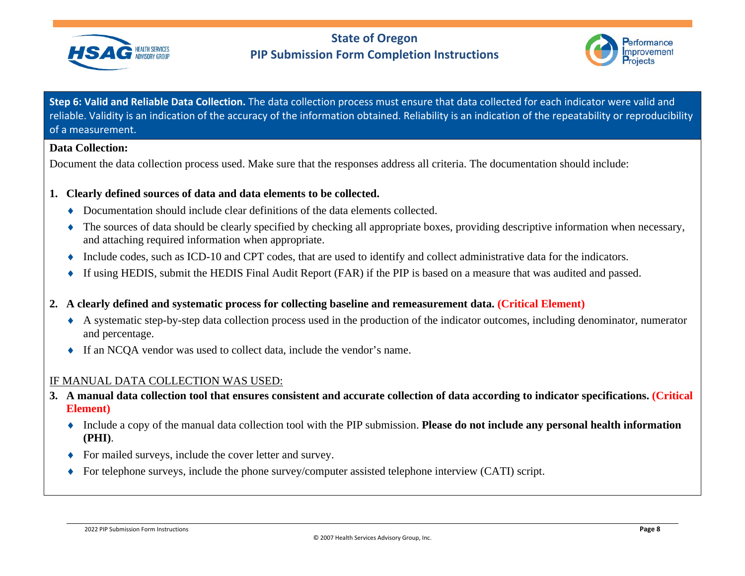**Step 6: Valid and Reliable Data Collection.** The data collection process must ensure that data collected for each indicator were valid and reliable. Validity is an indication of the accuracy of the information obtained. Reliability is an indication of the repeatability or reproducibility of a measurement.

**Data Collection:**

Document the data collection process used. Make sure that the responses address all criteria. The documentation should include:

1. **Clearly defined sources of data and data elements to be collected.**
   - Documentation should include clear definitions of the data elements collected.
   - The sources of data should be clearly specified by checking all appropriate boxes, providing descriptive information when necessary, and attaching required information when appropriate.
   - Include codes, such as ICD-10 and CPT codes, that are used to identify and collect administrative data for the indicators.
   - If using HEDIS, submit the HEDIS Final Audit Report (FAR) if the PIP is based on a measure that was audited and passed.

2. **A clearly defined and systematic process for collecting baseline and remeasurement data. (Critical Element)**
   - A systematic step-by-step data collection process used in the production of the indicator outcomes, including denominator, numerator and percentage.
   - If an NCQA vendor was used to collect data, include the vendor's name.

IF MANUAL DATA COLLECTION WAS USED:

3. **A manual data collection tool that ensures consistent and accurate collection of data according to indicator specifications. (Critical Element)**
   - Include a copy of the manual data collection tool with the PIP submission. **Please do not include any personal health information (PHI)**.
   - For mailed surveys, include the cover letter and survey.
   - For telephone surveys, include the phone survey/computer assisted telephone interview (CATI) script.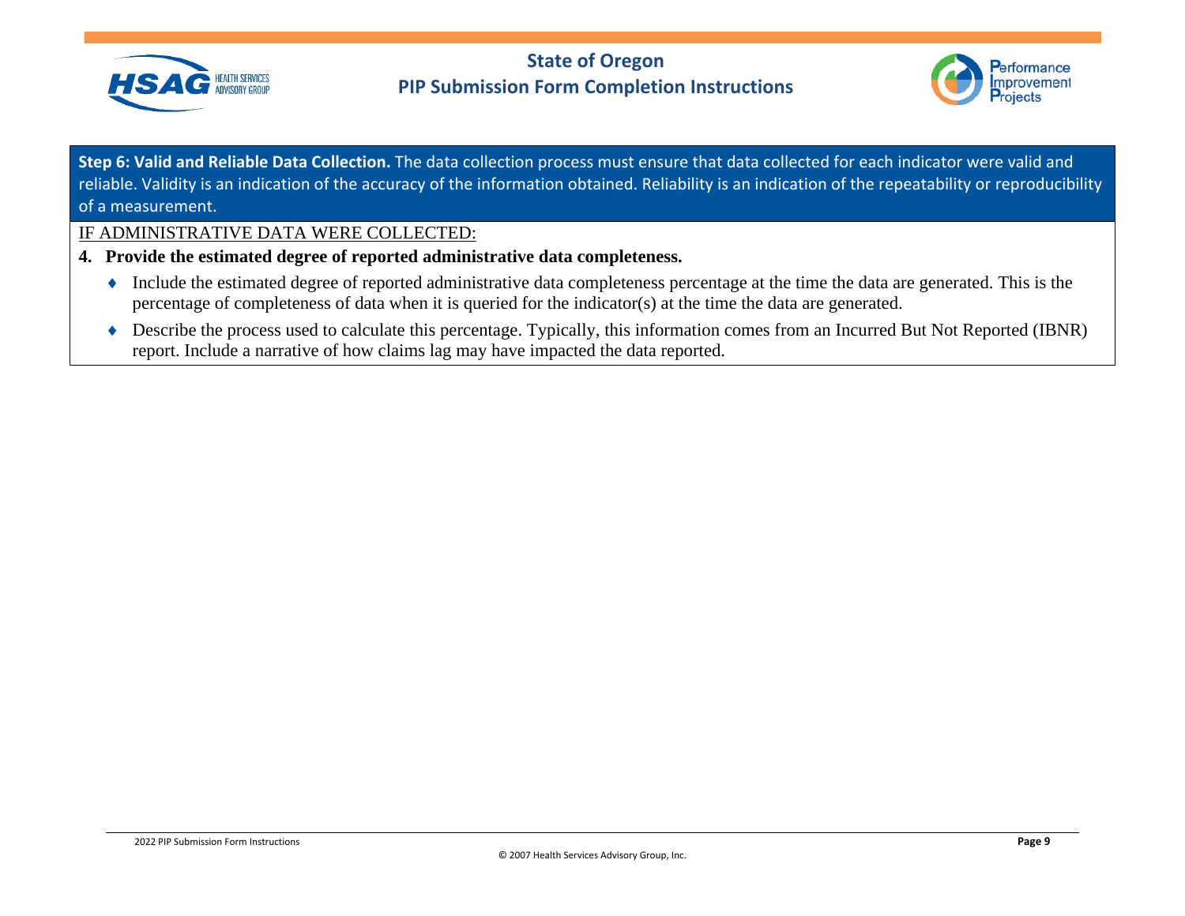**Step 6: Valid and Reliable Data Collection.** The data collection process must ensure that data collected for each indicator were valid and reliable. Validity is an indication of the accuracy of the information obtained. Reliability is an indication of the repeatability or reproducibility of a measurement.

IF ADMINISTRATIVE DATA WERE COLLECTED:

**4. Provide the estimated degree of reported administrative data completeness.**

- Include the estimated degree of reported administrative data completeness percentage at the time the data are generated. This is the percentage of completeness of data when it is queried for the indicator(s) at the time the data are generated.
- Describe the process used to calculate this percentage. Typically, this information comes from an Incurred But Not Reported (IBNR) report. Include a narrative of how claims lag may have impacted the data reported.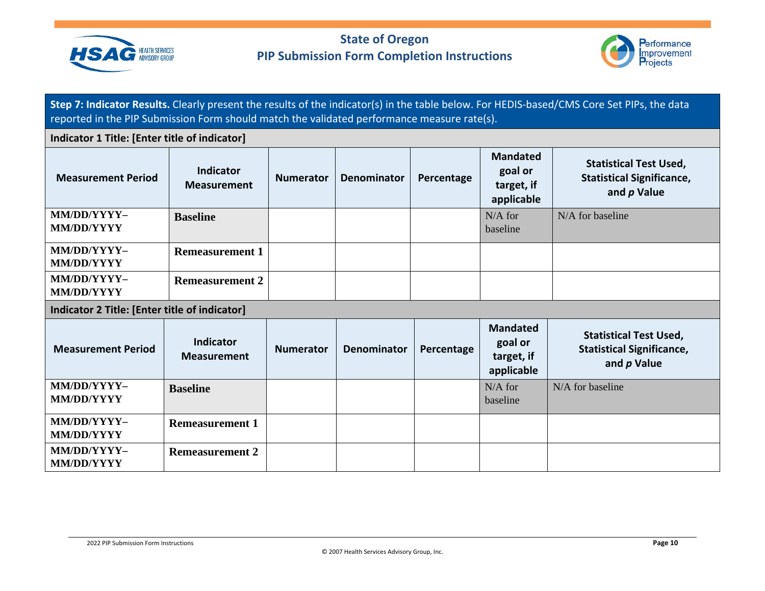**Step 7: Indicator Results.** Clearly present the results of the indicator(s) in the table below. For HEDIS-based/CMS Core Set PIPs, the data reported in the PIP Submission Form should match the validated performance measure rate(s).

**Indicator 1 Title: [Enter title of indicator]**

| Measurement Period | Indicator Measurement | Numerator | Denominator | Percentage | Mandated goal or target, if applicable | Statistical Test Used, Statistical Significance, and *p* Value |
|---|---|---|---|---|---|---|
| **MM/DD/YYYY–MM/DD/YYYY** | **Baseline** | | | | N/A for baseline | N/A for baseline |
| **MM/DD/YYYY–MM/DD/YYYY** | **Remeasurement 1** | | | | | |
| **MM/DD/YYYY–MM/DD/YYYY** | **Remeasurement 2** | | | | | |

**Indicator 2 Title: [Enter title of indicator]**

| Measurement Period | Indicator Measurement | Numerator | Denominator | Percentage | Mandated goal or target, if applicable | Statistical Test Used, Statistical Significance, and *p* Value |
|---|---|---|---|---|---|---|
| **MM/DD/YYYY–MM/DD/YYYY** | **Baseline** | | | | N/A for baseline | N/A for baseline |
| **MM/DD/YYYY–MM/DD/YYYY** | **Remeasurement 1** | | | | | |
| **MM/DD/YYYY–MM/DD/YYYY** | **Remeasurement 2** | | | | | |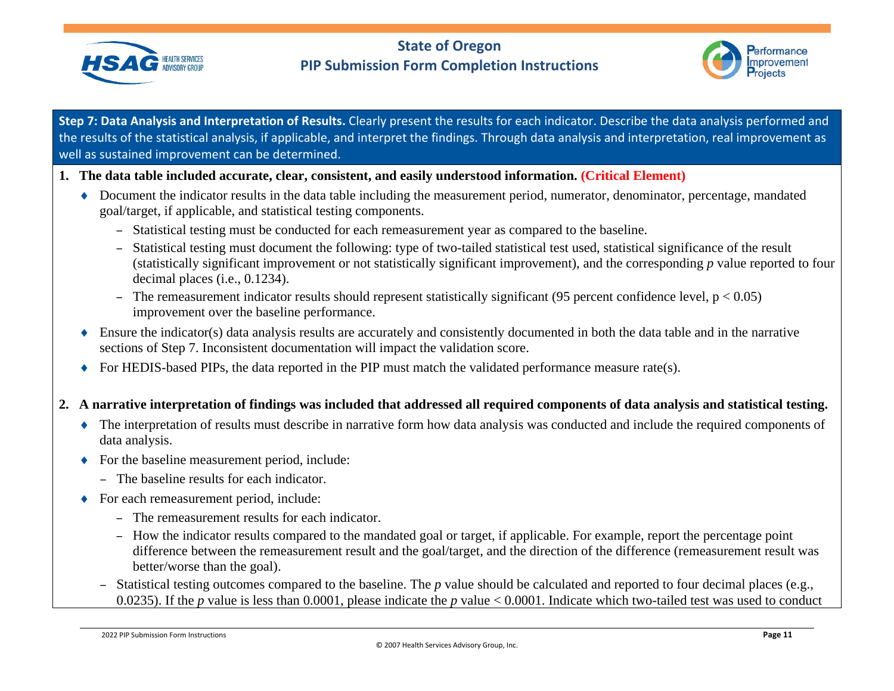**Step 7: Data Analysis and Interpretation of Results.** Clearly present the results for each indicator. Describe the data analysis performed and the results of the statistical analysis, if applicable, and interpret the findings. Through data analysis and interpretation, real improvement as well as sustained improvement can be determined.

1. **The data table included accurate, clear, consistent, and easily understood information. (Critical Element)**
   - Document the indicator results in the data table including the measurement period, numerator, denominator, percentage, mandated goal/target, if applicable, and statistical testing components.
     - Statistical testing must be conducted for each remeasurement year as compared to the baseline.
     - Statistical testing must document the following: type of two-tailed statistical test used, statistical significance of the result (statistically significant improvement or not statistically significant improvement), and the corresponding *p* value reported to four decimal places (i.e., 0.1234).
     - The remeasurement indicator results should represent statistically significant (95 percent confidence level, $p < 0.05$) improvement over the baseline performance.
   - Ensure the indicator(s) data analysis results are accurately and consistently documented in both the data table and in the narrative sections of Step 7. Inconsistent documentation will impact the validation score.
   - For HEDIS-based PIPs, the data reported in the PIP must match the validated performance measure rate(s).

2. **A narrative interpretation of findings was included that addressed all required components of data analysis and statistical testing.**
   - The interpretation of results must describe in narrative form how data analysis was conducted and include the required components of data analysis.
   - For the baseline measurement period, include:
     - The baseline results for each indicator.
   - For each remeasurement period, include:
     - The remeasurement results for each indicator.
     - How the indicator results compared to the mandated goal or target, if applicable. For example, report the percentage point difference between the remeasurement result and the goal/target, and the direction of the difference (remeasurement result was better/worse than the goal).
     - Statistical testing outcomes compared to the baseline. The *p* value should be calculated and reported to four decimal places (e.g., 0.0235). If the *p* value is less than 0.0001, please indicate the *p* value $< 0.0001$. Indicate which two-tailed test was used to conduct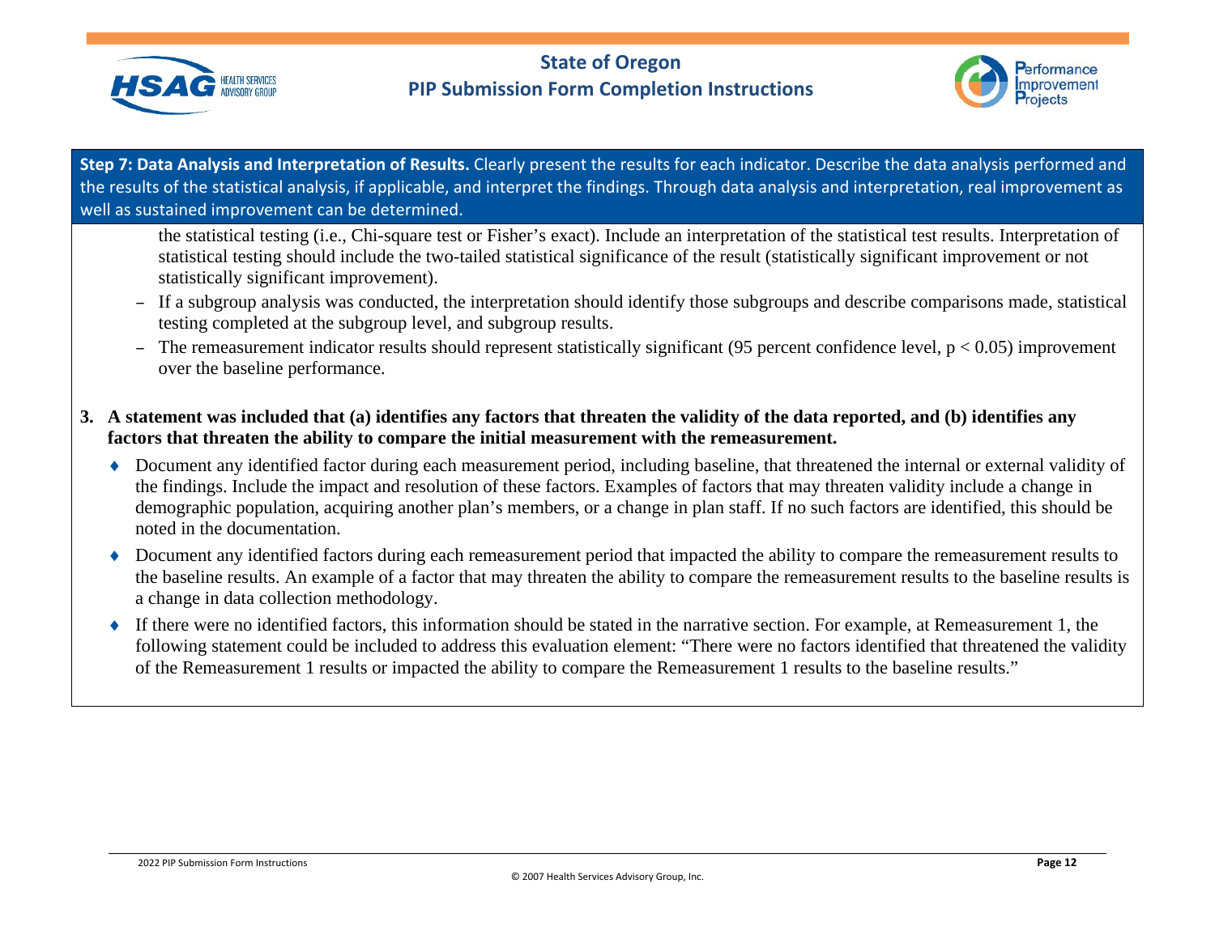**Step 7: Data Analysis and Interpretation of Results.** Clearly present the results for each indicator. Describe the data analysis performed and the results of the statistical analysis, if applicable, and interpret the findings. Through data analysis and interpretation, real improvement as well as sustained improvement can be determined.

the statistical testing (i.e., Chi-square test or Fisher's exact). Include an interpretation of the statistical test results. Interpretation of statistical testing should include the two-tailed statistical significance of the result (statistically significant improvement or not statistically significant improvement).

- If a subgroup analysis was conducted, the interpretation should identify those subgroups and describe comparisons made, statistical testing completed at the subgroup level, and subgroup results.
- The remeasurement indicator results should represent statistically significant (95 percent confidence level, $p < 0.05$) improvement over the baseline performance.

**3. A statement was included that (a) identifies any factors that threaten the validity of the data reported, and (b) identifies any factors that threaten the ability to compare the initial measurement with the remeasurement.**

- Document any identified factor during each measurement period, including baseline, that threatened the internal or external validity of the findings. Include the impact and resolution of these factors. Examples of factors that may threaten validity include a change in demographic population, acquiring another plan's members, or a change in plan staff. If no such factors are identified, this should be noted in the documentation.
- Document any identified factors during each remeasurement period that impacted the ability to compare the remeasurement results to the baseline results. An example of a factor that may threaten the ability to compare the remeasurement results to the baseline results is a change in data collection methodology.
- If there were no identified factors, this information should be stated in the narrative section. For example, at Remeasurement 1, the following statement could be included to address this evaluation element: "There were no factors identified that threatened the validity of the Remeasurement 1 results or impacted the ability to compare the Remeasurement 1 results to the baseline results."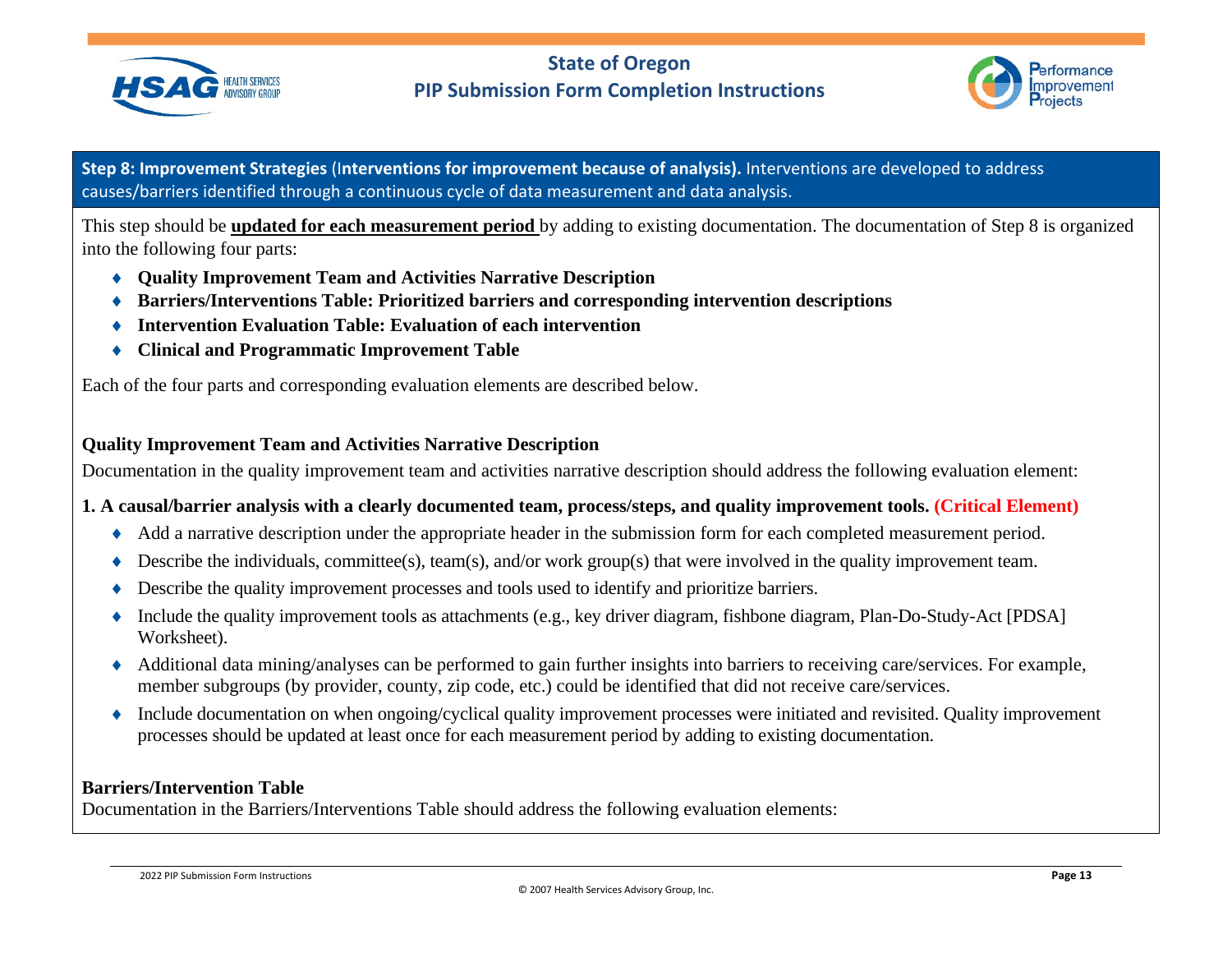**Step 8: Improvement Strategies (Interventions for improvement because of analysis).** Interventions are developed to address causes/barriers identified through a continuous cycle of data measurement and data analysis.

This step should be **updated for each measurement period** by adding to existing documentation. The documentation of Step 8 is organized into the following four parts:

- **Quality Improvement Team and Activities Narrative Description**
- **Barriers/Interventions Table: Prioritized barriers and corresponding intervention descriptions**
- **Intervention Evaluation Table: Evaluation of each intervention**
- **Clinical and Programmatic Improvement Table**

Each of the four parts and corresponding evaluation elements are described below.

### Quality Improvement Team and Activities Narrative Description

Documentation in the quality improvement team and activities narrative description should address the following evaluation element:

**1. A causal/barrier analysis with a clearly documented team, process/steps, and quality improvement tools. (Critical Element)**

- Add a narrative description under the appropriate header in the submission form for each completed measurement period.
- Describe the individuals, committee(s), team(s), and/or work group(s) that were involved in the quality improvement team.
- Describe the quality improvement processes and tools used to identify and prioritize barriers.
- Include the quality improvement tools as attachments (e.g., key driver diagram, fishbone diagram, Plan-Do-Study-Act [PDSA] Worksheet).
- Additional data mining/analyses can be performed to gain further insights into barriers to receiving care/services. For example, member subgroups (by provider, county, zip code, etc.) could be identified that did not receive care/services.
- Include documentation on when ongoing/cyclical quality improvement processes were initiated and revisited. Quality improvement processes should be updated at least once for each measurement period by adding to existing documentation.

### Barriers/Intervention Table

Documentation in the Barriers/Interventions Table should address the following evaluation elements: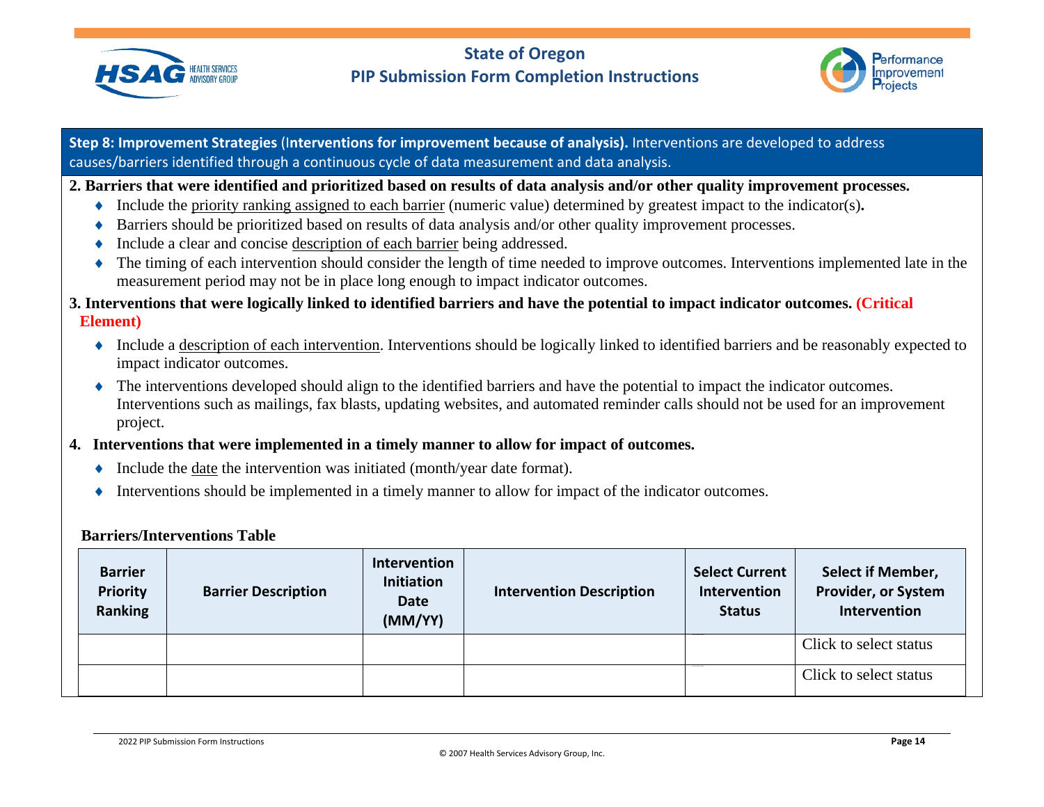**Step 8: Improvement Strategies (Interventions for improvement because of analysis).** Interventions are developed to address causes/barriers identified through a continuous cycle of data measurement and data analysis.

**2. Barriers that were identified and prioritized based on results of data analysis and/or other quality improvement processes.**

- Include the priority ranking assigned to each barrier (numeric value) determined by greatest impact to the indicator(s)**.**
- Barriers should be prioritized based on results of data analysis and/or other quality improvement processes.
- Include a clear and concise description of each barrier being addressed.
- The timing of each intervention should consider the length of time needed to improve outcomes. Interventions implemented late in the measurement period may not be in place long enough to impact indicator outcomes.

**3. Interventions that were logically linked to identified barriers and have the potential to impact indicator outcomes. (Critical Element)**

- Include a description of each intervention. Interventions should be logically linked to identified barriers and be reasonably expected to impact indicator outcomes.
- The interventions developed should align to the identified barriers and have the potential to impact the indicator outcomes. Interventions such as mailings, fax blasts, updating websites, and automated reminder calls should not be used for an improvement project.

**4. Interventions that were implemented in a timely manner to allow for impact of outcomes.**

- Include the date the intervention was initiated (month/year date format).
- Interventions should be implemented in a timely manner to allow for impact of the indicator outcomes.

**Barriers/Interventions Table**

| Barrier Priority Ranking | Barrier Description | Intervention Initiation Date (MM/YY) | Intervention Description | Select Current Intervention Status | Select if Member, Provider, or System Intervention |
|---|---|---|---|---|---|
| | | | | | Click to select status |
| | | | | | Click to select status |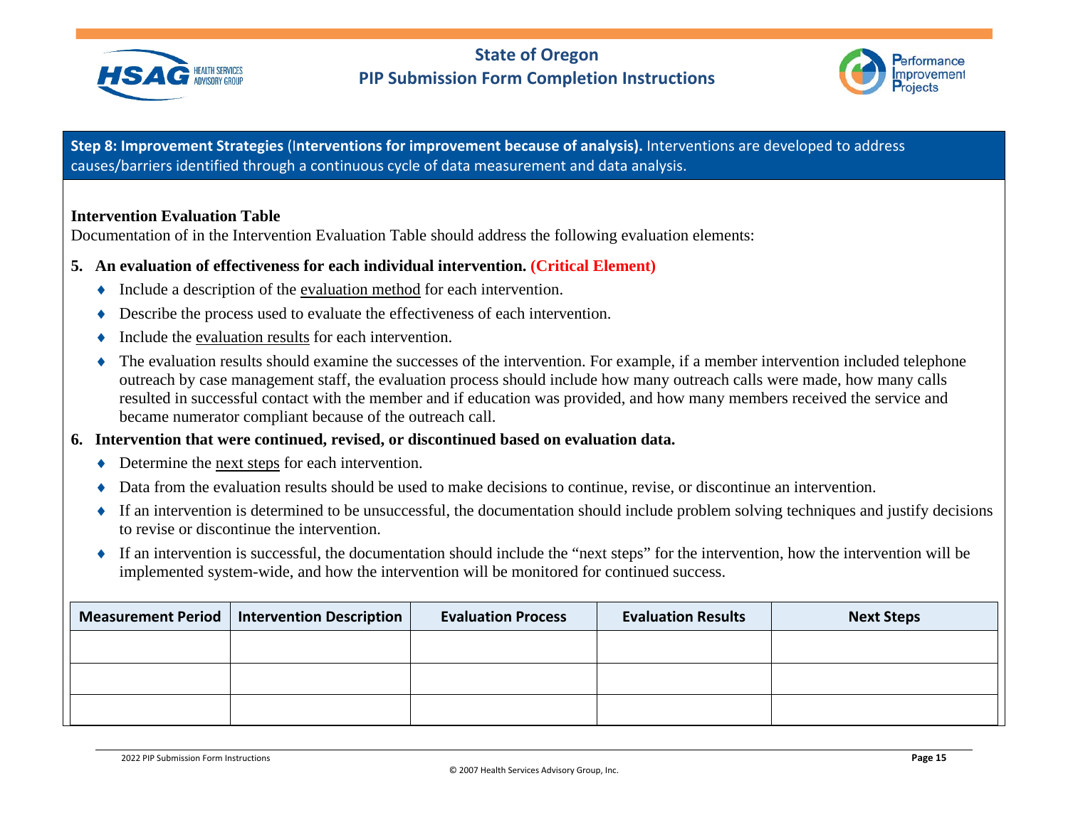**Step 8: Improvement Strategies** (**Interventions for improvement because of analysis).** Interventions are developed to address causes/barriers identified through a continuous cycle of data measurement and data analysis.

**Intervention Evaluation Table**

Documentation of in the Intervention Evaluation Table should address the following evaluation elements:

5. **An evaluation of effectiveness for each individual intervention. (Critical Element)**
   - Include a description of the evaluation method for each intervention.
   - Describe the process used to evaluate the effectiveness of each intervention.
   - Include the evaluation results for each intervention.
   - The evaluation results should examine the successes of the intervention. For example, if a member intervention included telephone outreach by case management staff, the evaluation process should include how many outreach calls were made, how many calls resulted in successful contact with the member and if education was provided, and how many members received the service and became numerator compliant because of the outreach call.
6. **Intervention that were continued, revised, or discontinued based on evaluation data.**
   - Determine the next steps for each intervention.
   - Data from the evaluation results should be used to make decisions to continue, revise, or discontinue an intervention.
   - If an intervention is determined to be unsuccessful, the documentation should include problem solving techniques and justify decisions to revise or discontinue the intervention.
   - If an intervention is successful, the documentation should include the "next steps" for the intervention, how the intervention will be implemented system-wide, and how the intervention will be monitored for continued success.

| Measurement Period | Intervention Description | Evaluation Process | Evaluation Results | Next Steps |
|---|---|---|---|---|
| | | | | |
| | | | | |
| | | | | |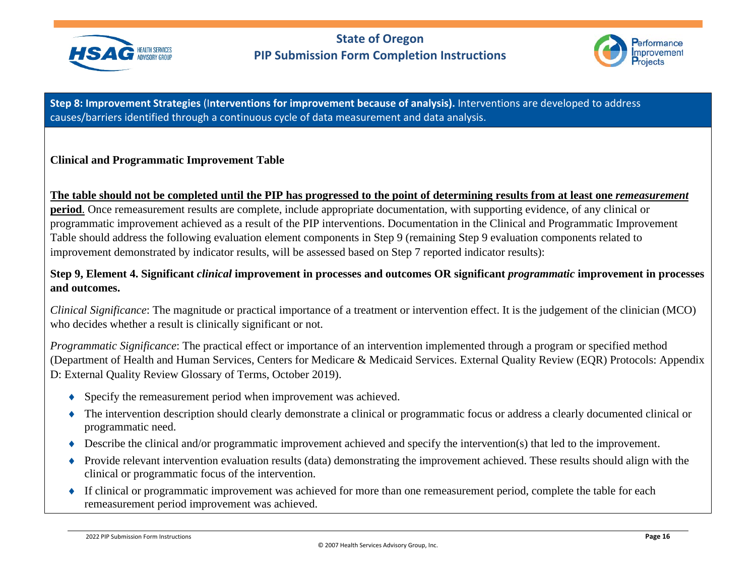**Step 8: Improvement Strategies** (**Interventions for improvement because of analysis).** Interventions are developed to address causes/barriers identified through a continuous cycle of data measurement and data analysis.

**Clinical and Programmatic Improvement Table**

**The table should not be completed until the PIP has progressed to the point of determining results from at least one *remeasurement* period**. Once remeasurement results are complete, include appropriate documentation, with supporting evidence, of any clinical or programmatic improvement achieved as a result of the PIP interventions. Documentation in the Clinical and Programmatic Improvement Table should address the following evaluation element components in Step 9 (remaining Step 9 evaluation components related to improvement demonstrated by indicator results, will be assessed based on Step 7 reported indicator results):

**Step 9, Element 4. Significant *clinical* improvement in processes and outcomes OR significant *programmatic* improvement in processes and outcomes.**

*Clinical Significance*: The magnitude or practical importance of a treatment or intervention effect. It is the judgement of the clinician (MCO) who decides whether a result is clinically significant or not.

*Programmatic Significance*: The practical effect or importance of an intervention implemented through a program or specified method (Department of Health and Human Services, Centers for Medicare & Medicaid Services. External Quality Review (EQR) Protocols: Appendix D: External Quality Review Glossary of Terms, October 2019).

- Specify the remeasurement period when improvement was achieved.
- The intervention description should clearly demonstrate a clinical or programmatic focus or address a clearly documented clinical or programmatic need.
- Describe the clinical and/or programmatic improvement achieved and specify the intervention(s) that led to the improvement.
- Provide relevant intervention evaluation results (data) demonstrating the improvement achieved. These results should align with the clinical or programmatic focus of the intervention.
- If clinical or programmatic improvement was achieved for more than one remeasurement period, complete the table for each remeasurement period improvement was achieved.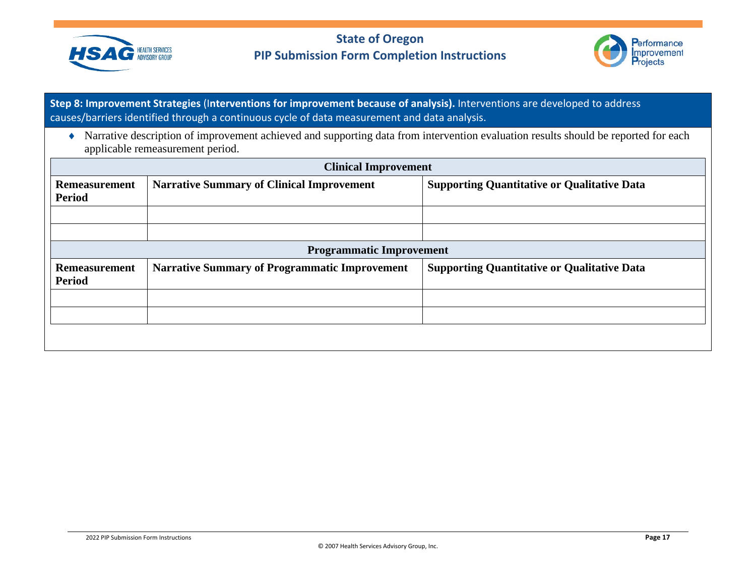**Step 8: Improvement Strategies (Interventions for improvement because of analysis).** Interventions are developed to address causes/barriers identified through a continuous cycle of data measurement and data analysis.

- Narrative description of improvement achieved and supporting data from intervention evaluation results should be reported for each applicable remeasurement period.

| Clinical Improvement | | |
|---|---|---|
| **Remeasurement Period** | **Narrative Summary of Clinical Improvement** | **Supporting Quantitative or Qualitative Data** |
| | | |
| | | |

| Programmatic Improvement | | |
|---|---|---|
| **Remeasurement Period** | **Narrative Summary of Programmatic Improvement** | **Supporting Quantitative or Qualitative Data** |
| | | |
| | | |